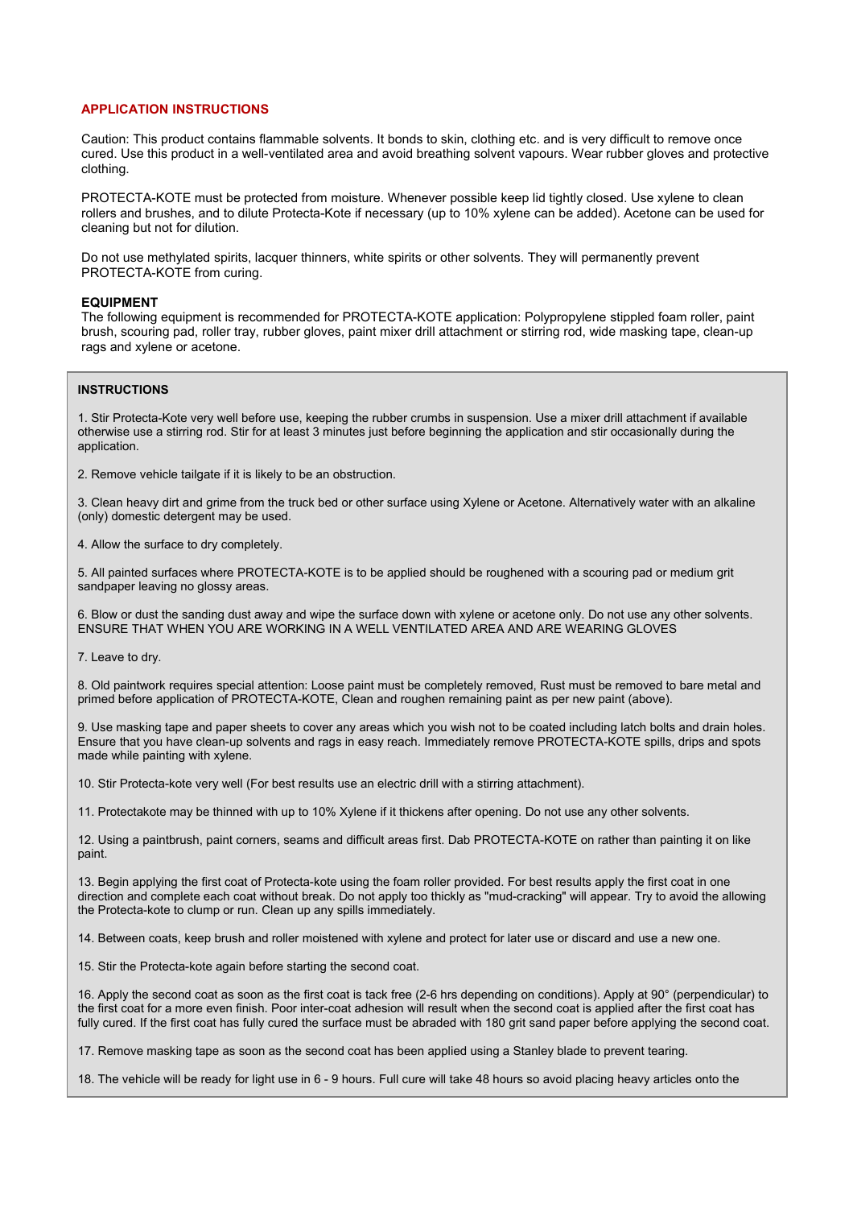## APPLICATION INSTRUCTIONS

Caution: This product contains flammable solvents. It bonds to skin, clothing etc. and is very difficult to remove once cured. Use this product in a well-ventilated area and avoid breathing solvent vapours. Wear rubber gloves and protective clothing.

PROTECTA-KOTE must be protected from moisture. Whenever possible keep lid tightly closed. Use xylene to clean rollers and brushes, and to dilute Protecta-Kote if necessary (up to 10% xylene can be added). Acetone can be used for cleaning but not for dilution.

Do not use methylated spirits, lacquer thinners, white spirits or other solvents. They will permanently prevent PROTECTA-KOTE from curing.

### EQUIPMENT

The following equipment is recommended for PROTECTA-KOTE application: Polypropylene stippled foam roller, paint brush, scouring pad, roller tray, rubber gloves, paint mixer drill attachment or stirring rod, wide masking tape, clean-up rags and xylene or acetone.

### INSTRUCTIONS

1. Stir Protecta-Kote very well before use, keeping the rubber crumbs in suspension. Use a mixer drill attachment if available otherwise use a stirring rod. Stir for at least 3 minutes just before beginning the application and stir occasionally during the application.

2. Remove vehicle tailgate if it is likely to be an obstruction.

3. Clean heavy dirt and grime from the truck bed or other surface using Xylene or Acetone. Alternatively water with an alkaline (only) domestic detergent may be used.

4. Allow the surface to dry completely.

5. All painted surfaces where PROTECTA-KOTE is to be applied should be roughened with a scouring pad or medium grit sandpaper leaving no glossy areas.

6. Blow or dust the sanding dust away and wipe the surface down with xylene or acetone only. Do not use any other solvents. ENSURE THAT WHEN YOU ARE WORKING IN A WELL VENTILATED AREA AND ARE WEARING GLOVES

7. Leave to dry.

8. Old paintwork requires special attention: Loose paint must be completely removed, Rust must be removed to bare metal and primed before application of PROTECTA-KOTE, Clean and roughen remaining paint as per new paint (above).

9. Use masking tape and paper sheets to cover any areas which you wish not to be coated including latch bolts and drain holes. Ensure that you have clean-up solvents and rags in easy reach. Immediately remove PROTECTA-KOTE spills, drips and spots made while painting with xylene.

10. Stir Protecta-kote very well (For best results use an electric drill with a stirring attachment).

11. Protectakote may be thinned with up to 10% Xylene if it thickens after opening. Do not use any other solvents.

12. Using a paintbrush, paint corners, seams and difficult areas first. Dab PROTECTA-KOTE on rather than painting it on like paint.

13. Begin applying the first coat of Protecta-kote using the foam roller provided. For best results apply the first coat in one direction and complete each coat without break. Do not apply too thickly as "mud-cracking" will appear. Try to avoid the allowing the Protecta-kote to clump or run. Clean up any spills immediately.

14. Between coats, keep brush and roller moistened with xylene and protect for later use or discard and use a new one.

15. Stir the Protecta-kote again before starting the second coat.

16. Apply the second coat as soon as the first coat is tack free (2-6 hrs depending on conditions). Apply at 90° (perpendicular) to the first coat for a more even finish. Poor inter-coat adhesion will result when the second coat is applied after the first coat has fully cured. If the first coat has fully cured the surface must be abraded with 180 grit sand paper before applying the second coat.

17. Remove masking tape as soon as the second coat has been applied using a Stanley blade to prevent tearing.

18. The vehicle will be ready for light use in 6 - 9 hours. Full cure will take 48 hours so avoid placing heavy articles onto the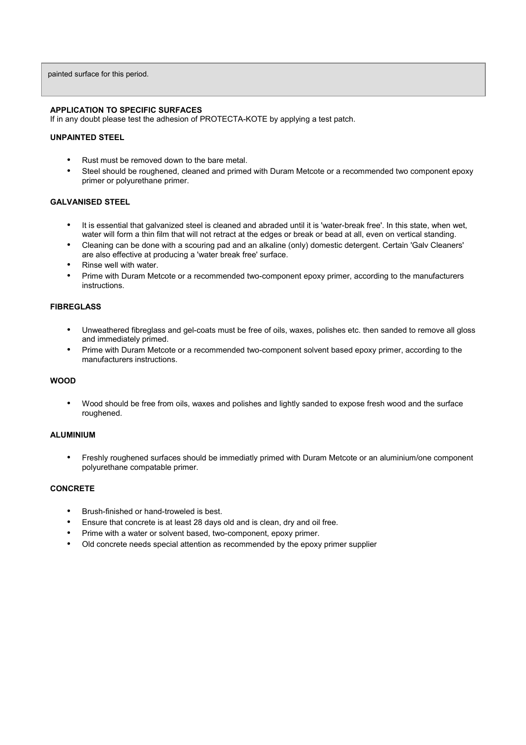painted surface for this period.

**APPLICATION TO SPECIFIC SURFACES**

If in any doubt please test the adhesion of PROTECTA-KOTE by applying a test patch.

**UNPAINTED STEEL**

- Rust must be removed down to the bare metal.
- Steel should be roughened, cleaned and primed with Duram Metcote or a recommended two component epoxy primer or polyurethane primer.

**GALVANISED STEEL**

- It is essential that galvanized steel is cleaned and abraded until it is 'water-break free'. In this state, when wet, water will form a thin film that will not retract at the edges or break or bead at all, even on vertical standing.
- Cleaning can be done with a scouring pad and an alkaline (only) domestic detergent. Certain 'Galv Cleaners' are also effective at producing a 'water break free' surface.
- Rinse well with water.
- Prime with Duram Metcote or a recommended two-component epoxy primer, according to the manufacturers instructions.

**FIBREGLASS**

- Unweathered fibreglass and gel-coats must be free of oils, waxes, polishes etc. then sanded to remove all gloss and immediately primed.
- Prime with Duram Metcote or a recommended two-component solvent based epoxy primer, according to the manufacturers instructions.

**WOOD**

- Wood should be free from oils, waxes and polishes and lightly sanded to expose fresh wood and the surface roughened.

**ALUMINIUM**

- Freshly roughened surfaces should be immediatly primed with Duram Metcote or an aluminium/one component polyurethane compatable primer.

**CONCRETE**

- Brush-finished or hand-troweled is best.
- Ensure that concrete is at least 28 days old and is clean, dry and oil free.
- Prime with a water or solvent based, two-component, epoxy primer.
- Old concrete needs special attention as recommended by the epoxy primer supplier